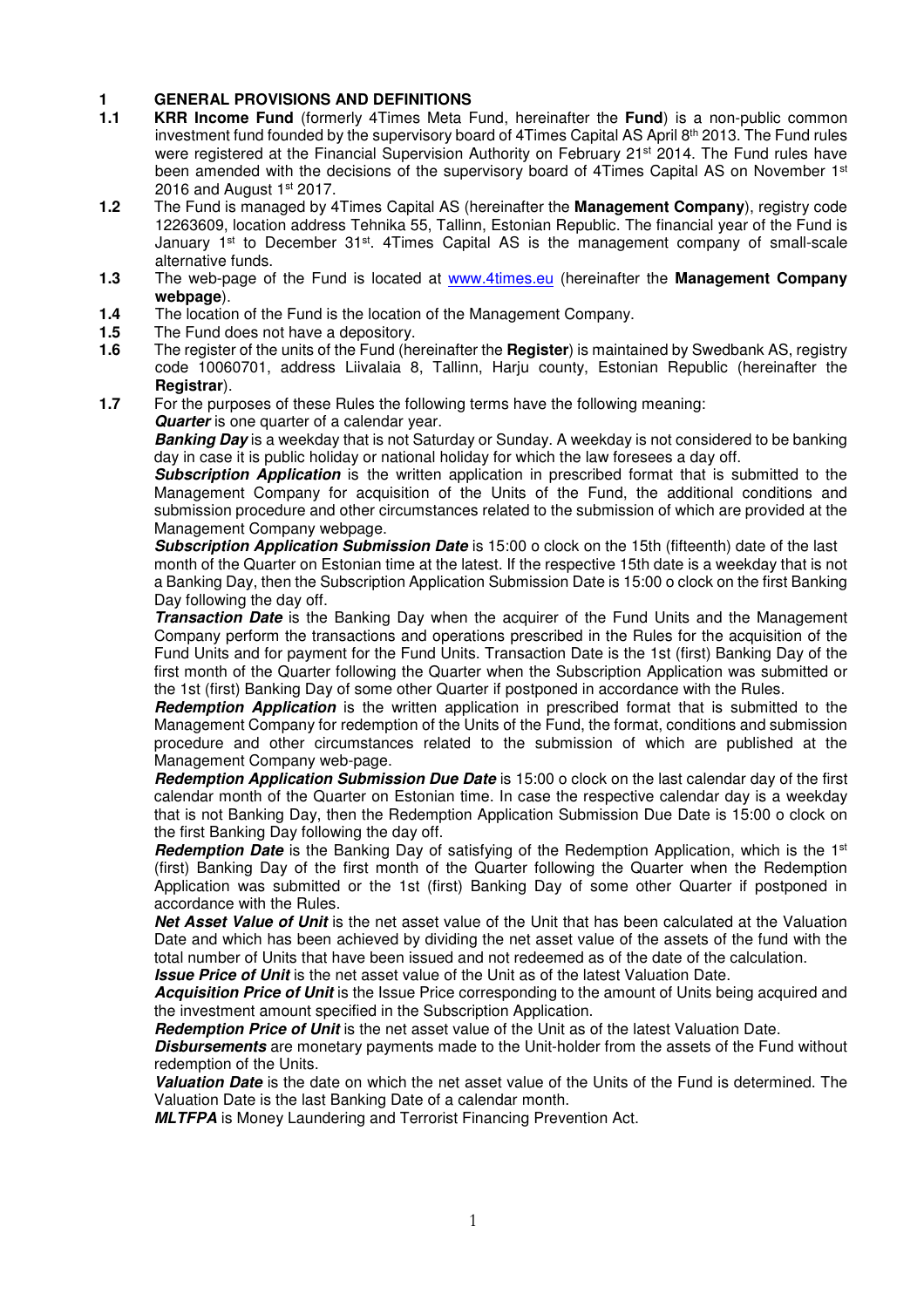# 1 GENERAL PROVISIONS AND DEFINITIONS

**1.1** **KRR Income Fund** (formerly 4Times Meta Fund, hereinafter the **Fund**) is a non-public common investment fund founded by the supervisory board of 4Times Capital AS April 8th 2013. The Fund rules were registered at the Financial Supervision Authority on February 21st 2014. The Fund rules have been amended with the decisions of the supervisory board of 4Times Capital AS on November 1st 2016 and August 1st 2017.

**1.2** The Fund is managed by 4Times Capital AS (hereinafter the **Management Company**), registry code 12263609, location address Tehnika 55, Tallinn, Estonian Republic. The financial year of the Fund is January 1st to December 31st. 4Times Capital AS is the management company of small-scale alternative funds.

**1.3** The web-page of the Fund is located at www.4times.eu (hereinafter the **Management Company webpage**).

**1.4** The location of the Fund is the location of the Management Company.

**1.5** The Fund does not have a depository.

**1.6** The register of the units of the Fund (hereinafter the **Register**) is maintained by Swedbank AS, registry code 10060701, address Liivalaia 8, Tallinn, Harju county, Estonian Republic (hereinafter the **Registrar**).

**1.7** For the purposes of these Rules the following terms have the following meaning:

***Quarter*** is one quarter of a calendar year.

***Banking Day*** is a weekday that is not Saturday or Sunday. A weekday is not considered to be banking day in case it is public holiday or national holiday for which the law foresees a day off.

***Subscription Application*** is the written application in prescribed format that is submitted to the Management Company for acquisition of the Units of the Fund, the additional conditions and submission procedure and other circumstances related to the submission of which are provided at the Management Company webpage.

***Subscription Application Submission Date*** is 15:00 o clock on the 15th (fifteenth) date of the last month of the Quarter on Estonian time at the latest. If the respective 15th date is a weekday that is not a Banking Day, then the Subscription Application Submission Date is 15:00 o clock on the first Banking Day following the day off.

***Transaction Date*** is the Banking Day when the acquirer of the Fund Units and the Management Company perform the transactions and operations prescribed in the Rules for the acquisition of the Fund Units and for payment for the Fund Units. Transaction Date is the 1st (first) Banking Day of the first month of the Quarter following the Quarter when the Subscription Application was submitted or the 1st (first) Banking Day of some other Quarter if postponed in accordance with the Rules.

***Redemption Application*** is the written application in prescribed format that is submitted to the Management Company for redemption of the Units of the Fund, the format, conditions and submission procedure and other circumstances related to the submission of which are published at the Management Company web-page.

***Redemption Application Submission Due Date*** is 15:00 o clock on the last calendar day of the first calendar month of the Quarter on Estonian time. In case the respective calendar day is a weekday that is not Banking Day, then the Redemption Application Submission Due Date is 15:00 o clock on the first Banking Day following the day off.

***Redemption Date*** is the Banking Day of satisfying of the Redemption Application, which is the 1st (first) Banking Day of the first month of the Quarter following the Quarter when the Redemption Application was submitted or the 1st (first) Banking Day of some other Quarter if postponed in accordance with the Rules.

***Net Asset Value of Unit*** is the net asset value of the Unit that has been calculated at the Valuation Date and which has been achieved by dividing the net asset value of the assets of the fund with the total number of Units that have been issued and not redeemed as of the date of the calculation.

***Issue Price of Unit*** is the net asset value of the Unit as of the latest Valuation Date.

***Acquisition Price of Unit*** is the Issue Price corresponding to the amount of Units being acquired and the investment amount specified in the Subscription Application.

***Redemption Price of Unit*** is the net asset value of the Unit as of the latest Valuation Date.

***Disbursements*** are monetary payments made to the Unit-holder from the assets of the Fund without redemption of the Units.

***Valuation Date*** is the date on which the net asset value of the Units of the Fund is determined. The Valuation Date is the last Banking Date of a calendar month.

***MLTFPA*** is Money Laundering and Terrorist Financing Prevention Act.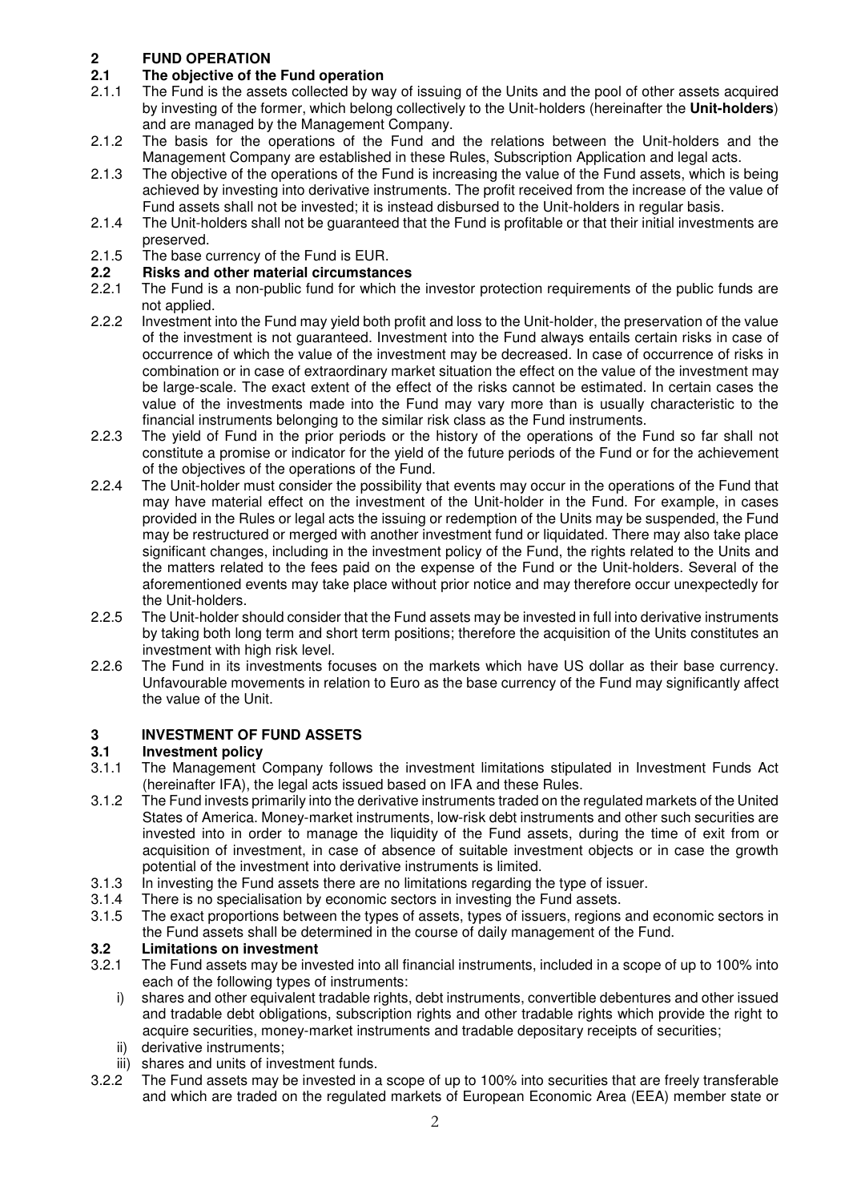## 2 FUND OPERATION

### 2.1 The objective of the Fund operation

2.1.1 The Fund is the assets collected by way of issuing of the Units and the pool of other assets acquired by investing of the former, which belong collectively to the Unit-holders (hereinafter the **Unit-holders**) and are managed by the Management Company.

2.1.2 The basis for the operations of the Fund and the relations between the Unit-holders and the Management Company are established in these Rules, Subscription Application and legal acts.

2.1.3 The objective of the operations of the Fund is increasing the value of the Fund assets, which is being achieved by investing into derivative instruments. The profit received from the increase of the value of Fund assets shall not be invested; it is instead disbursed to the Unit-holders in regular basis.

2.1.4 The Unit-holders shall not be guaranteed that the Fund is profitable or that their initial investments are preserved.

2.1.5 The base currency of the Fund is EUR.

### 2.2 Risks and other material circumstances

2.2.1 The Fund is a non-public fund for which the investor protection requirements of the public funds are not applied.

2.2.2 Investment into the Fund may yield both profit and loss to the Unit-holder, the preservation of the value of the investment is not guaranteed. Investment into the Fund always entails certain risks in case of occurrence of which the value of the investment may be decreased. In case of occurrence of risks in combination or in case of extraordinary market situation the effect on the value of the investment may be large-scale. The exact extent of the effect of the risks cannot be estimated. In certain cases the value of the investments made into the Fund may vary more than is usually characteristic to the financial instruments belonging to the similar risk class as the Fund instruments.

2.2.3 The yield of Fund in the prior periods or the history of the operations of the Fund so far shall not constitute a promise or indicator for the yield of the future periods of the Fund or for the achievement of the objectives of the operations of the Fund.

2.2.4 The Unit-holder must consider the possibility that events may occur in the operations of the Fund that may have material effect on the investment of the Unit-holder in the Fund. For example, in cases provided in the Rules or legal acts the issuing or redemption of the Units may be suspended, the Fund may be restructured or merged with another investment fund or liquidated. There may also take place significant changes, including in the investment policy of the Fund, the rights related to the Units and the matters related to the fees paid on the expense of the Fund or the Unit-holders. Several of the aforementioned events may take place without prior notice and may therefore occur unexpectedly for the Unit-holders.

2.2.5 The Unit-holder should consider that the Fund assets may be invested in full into derivative instruments by taking both long term and short term positions; therefore the acquisition of the Units constitutes an investment with high risk level.

2.2.6 The Fund in its investments focuses on the markets which have US dollar as their base currency. Unfavourable movements in relation to Euro as the base currency of the Fund may significantly affect the value of the Unit.

## 3 INVESTMENT OF FUND ASSETS

### 3.1 Investment policy

3.1.1 The Management Company follows the investment limitations stipulated in Investment Funds Act (hereinafter IFA), the legal acts issued based on IFA and these Rules.

3.1.2 The Fund invests primarily into the derivative instruments traded on the regulated markets of the United States of America. Money-market instruments, low-risk debt instruments and other such securities are invested into in order to manage the liquidity of the Fund assets, during the time of exit from or acquisition of investment, in case of absence of suitable investment objects or in case the growth potential of the investment into derivative instruments is limited.

3.1.3 In investing the Fund assets there are no limitations regarding the type of issuer.

3.1.4 There is no specialisation by economic sectors in investing the Fund assets.

3.1.5 The exact proportions between the types of assets, types of issuers, regions and economic sectors in the Fund assets shall be determined in the course of daily management of the Fund.

### 3.2 Limitations on investment

3.2.1 The Fund assets may be invested into all financial instruments, included in a scope of up to 100% into each of the following types of instruments:

i) shares and other equivalent tradable rights, debt instruments, convertible debentures and other issued and tradable debt obligations, subscription rights and other tradable rights which provide the right to acquire securities, money-market instruments and tradable depositary receipts of securities;

ii) derivative instruments;

iii) shares and units of investment funds.

3.2.2 The Fund assets may be invested in a scope of up to 100% into securities that are freely transferable and which are traded on the regulated markets of European Economic Area (EEA) member state or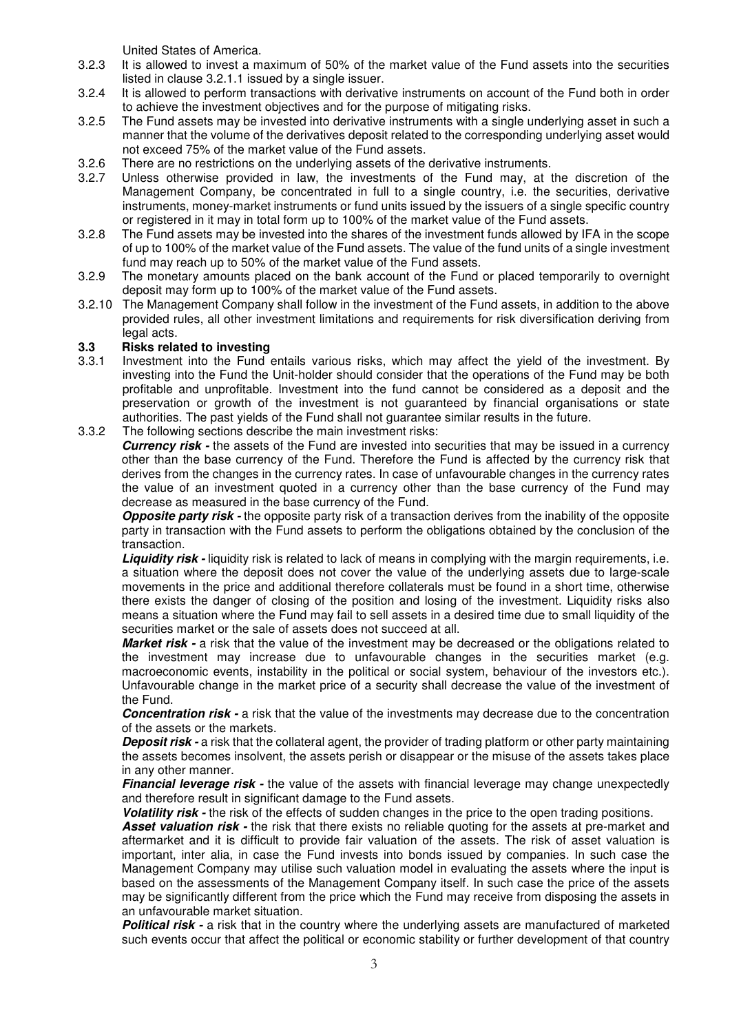United States of America.

3.2.3 It is allowed to invest a maximum of 50% of the market value of the Fund assets into the securities listed in clause 3.2.1.1 issued by a single issuer.

3.2.4 It is allowed to perform transactions with derivative instruments on account of the Fund both in order to achieve the investment objectives and for the purpose of mitigating risks.

3.2.5 The Fund assets may be invested into derivative instruments with a single underlying asset in such a manner that the volume of the derivatives deposit related to the corresponding underlying asset would not exceed 75% of the market value of the Fund assets.

3.2.6 There are no restrictions on the underlying assets of the derivative instruments.

3.2.7 Unless otherwise provided in law, the investments of the Fund may, at the discretion of the Management Company, be concentrated in full to a single country, i.e. the securities, derivative instruments, money-market instruments or fund units issued by the issuers of a single specific country or registered in it may in total form up to 100% of the market value of the Fund assets.

3.2.8 The Fund assets may be invested into the shares of the investment funds allowed by IFA in the scope of up to 100% of the market value of the Fund assets. The value of the fund units of a single investment fund may reach up to 50% of the market value of the Fund assets.

3.2.9 The monetary amounts placed on the bank account of the Fund or placed temporarily to overnight deposit may form up to 100% of the market value of the Fund assets.

3.2.10 The Management Company shall follow in the investment of the Fund assets, in addition to the above provided rules, all other investment limitations and requirements for risk diversification deriving from legal acts.

### 3.3 Risks related to investing

3.3.1 Investment into the Fund entails various risks, which may affect the yield of the investment. By investing into the Fund the Unit-holder should consider that the operations of the Fund may be both profitable and unprofitable. Investment into the fund cannot be considered as a deposit and the preservation or growth of the investment is not guaranteed by financial organisations or state authorities. The past yields of the Fund shall not guarantee similar results in the future.

3.3.2 The following sections describe the main investment risks:

***Currency risk -*** the assets of the Fund are invested into securities that may be issued in a currency other than the base currency of the Fund. Therefore the Fund is affected by the currency risk that derives from the changes in the currency rates. In case of unfavourable changes in the currency rates the value of an investment quoted in a currency other than the base currency of the Fund may decrease as measured in the base currency of the Fund.

***Opposite party risk -*** the opposite party risk of a transaction derives from the inability of the opposite party in transaction with the Fund assets to perform the obligations obtained by the conclusion of the transaction.

***Liquidity risk -*** liquidity risk is related to lack of means in complying with the margin requirements, i.e. a situation where the deposit does not cover the value of the underlying assets due to large-scale movements in the price and additional therefore collaterals must be found in a short time, otherwise there exists the danger of closing of the position and losing of the investment. Liquidity risks also means a situation where the Fund may fail to sell assets in a desired time due to small liquidity of the securities market or the sale of assets does not succeed at all.

***Market risk -*** a risk that the value of the investment may be decreased or the obligations related to the investment may increase due to unfavourable changes in the securities market (e.g. macroeconomic events, instability in the political or social system, behaviour of the investors etc.). Unfavourable change in the market price of a security shall decrease the value of the investment of the Fund.

***Concentration risk -*** a risk that the value of the investments may decrease due to the concentration of the assets or the markets.

***Deposit risk -*** a risk that the collateral agent, the provider of trading platform or other party maintaining the assets becomes insolvent, the assets perish or disappear or the misuse of the assets takes place in any other manner.

***Financial leverage risk -*** the value of the assets with financial leverage may change unexpectedly and therefore result in significant damage to the Fund assets.

***Volatility risk -*** the risk of the effects of sudden changes in the price to the open trading positions.

***Asset valuation risk -*** the risk that there exists no reliable quoting for the assets at pre-market and aftermarket and it is difficult to provide fair valuation of the assets. The risk of asset valuation is important, inter alia, in case the Fund invests into bonds issued by companies. In such case the Management Company may utilise such valuation model in evaluating the assets where the input is based on the assessments of the Management Company itself. In such case the price of the assets may be significantly different from the price which the Fund may receive from disposing the assets in an unfavourable market situation.

***Political risk -*** a risk that in the country where the underlying assets are manufactured of marketed such events occur that affect the political or economic stability or further development of that country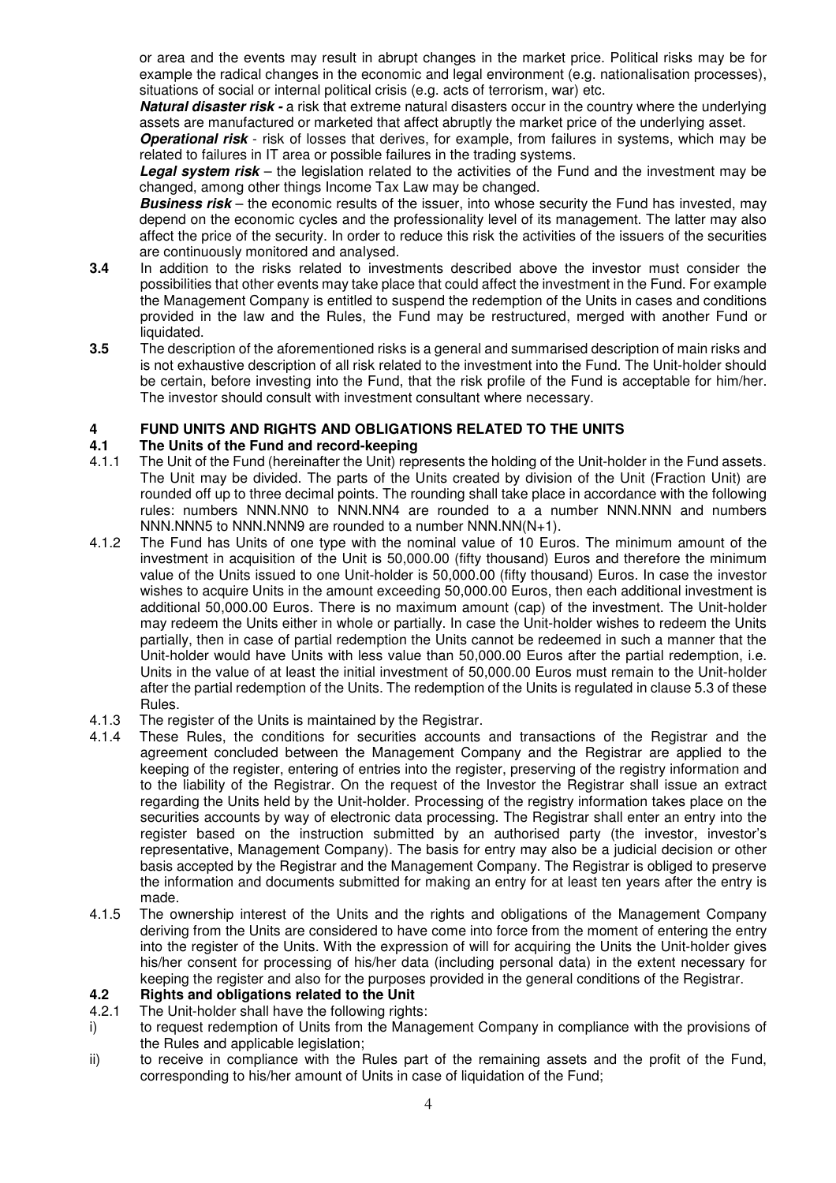or area and the events may result in abrupt changes in the market price. Political risks may be for example the radical changes in the economic and legal environment (e.g. nationalisation processes), situations of social or internal political crisis (e.g. acts of terrorism, war) etc.

***Natural disaster risk -*** a risk that extreme natural disasters occur in the country where the underlying assets are manufactured or marketed that affect abruptly the market price of the underlying asset.

***Operational risk*** - risk of losses that derives, for example, from failures in systems, which may be related to failures in IT area or possible failures in the trading systems.

***Legal system risk*** – the legislation related to the activities of the Fund and the investment may be changed, among other things Income Tax Law may be changed.

***Business risk*** – the economic results of the issuer, into whose security the Fund has invested, may depend on the economic cycles and the professionality level of its management. The latter may also affect the price of the security. In order to reduce this risk the activities of the issuers of the securities are continuously monitored and analysed.

**3.4** In addition to the risks related to investments described above the investor must consider the possibilities that other events may take place that could affect the investment in the Fund. For example the Management Company is entitled to suspend the redemption of the Units in cases and conditions provided in the law and the Rules, the Fund may be restructured, merged with another Fund or liquidated.

**3.5** The description of the aforementioned risks is a general and summarised description of main risks and is not exhaustive description of all risk related to the investment into the Fund. The Unit-holder should be certain, before investing into the Fund, that the risk profile of the Fund is acceptable for him/her. The investor should consult with investment consultant where necessary.

## 4 FUND UNITS AND RIGHTS AND OBLIGATIONS RELATED TO THE UNITS

### 4.1 The Units of the Fund and record-keeping

4.1.1 The Unit of the Fund (hereinafter the Unit) represents the holding of the Unit-holder in the Fund assets. The Unit may be divided. The parts of the Units created by division of the Unit (Fraction Unit) are rounded off up to three decimal points. The rounding shall take place in accordance with the following rules: numbers NNN.NN0 to NNN.NN4 are rounded to a a number NNN.NNN and numbers NNN.NNN5 to NNN.NNN9 are rounded to a number NNN.NN(N+1).

4.1.2 The Fund has Units of one type with the nominal value of 10 Euros. The minimum amount of the investment in acquisition of the Unit is 50,000.00 (fifty thousand) Euros and therefore the minimum value of the Units issued to one Unit-holder is 50,000.00 (fifty thousand) Euros. In case the investor wishes to acquire Units in the amount exceeding 50,000.00 Euros, then each additional investment is additional 50,000.00 Euros. There is no maximum amount (cap) of the investment. The Unit-holder may redeem the Units either in whole or partially. In case the Unit-holder wishes to redeem the Units partially, then in case of partial redemption the Units cannot be redeemed in such a manner that the Unit-holder would have Units with less value than 50,000.00 Euros after the partial redemption, i.e. Units in the value of at least the initial investment of 50,000.00 Euros must remain to the Unit-holder after the partial redemption of the Units. The redemption of the Units is regulated in clause 5.3 of these Rules.

4.1.3 The register of the Units is maintained by the Registrar.

4.1.4 These Rules, the conditions for securities accounts and transactions of the Registrar and the agreement concluded between the Management Company and the Registrar are applied to the keeping of the register, entering of entries into the register, preserving of the registry information and to the liability of the Registrar. On the request of the Investor the Registrar shall issue an extract regarding the Units held by the Unit-holder. Processing of the registry information takes place on the securities accounts by way of electronic data processing. The Registrar shall enter an entry into the register based on the instruction submitted by an authorised party (the investor, investor's representative, Management Company). The basis for entry may also be a judicial decision or other basis accepted by the Registrar and the Management Company. The Registrar is obliged to preserve the information and documents submitted for making an entry for at least ten years after the entry is made.

4.1.5 The ownership interest of the Units and the rights and obligations of the Management Company deriving from the Units are considered to have come into force from the moment of entering the entry into the register of the Units. With the expression of will for acquiring the Units the Unit-holder gives his/her consent for processing of his/her data (including personal data) in the extent necessary for keeping the register and also for the purposes provided in the general conditions of the Registrar.

### 4.2 Rights and obligations related to the Unit

4.2.1 The Unit-holder shall have the following rights:

i) to request redemption of Units from the Management Company in compliance with the provisions of the Rules and applicable legislation;

ii) to receive in compliance with the Rules part of the remaining assets and the profit of the Fund, corresponding to his/her amount of Units in case of liquidation of the Fund;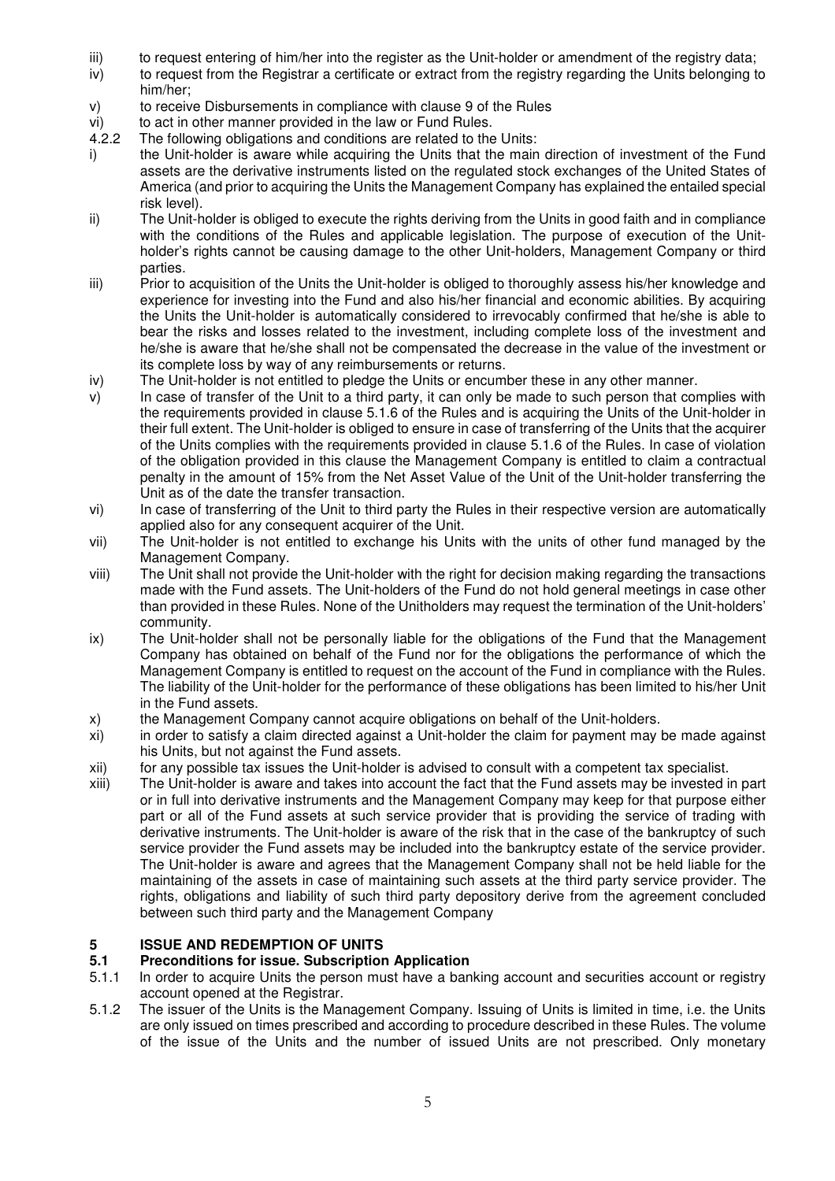iii) to request entering of him/her into the register as the Unit-holder or amendment of the registry data;

iv) to request from the Registrar a certificate or extract from the registry regarding the Units belonging to him/her;

v) to receive Disbursements in compliance with clause 9 of the Rules

vi) to act in other manner provided in the law or Fund Rules.

4.2.2 The following obligations and conditions are related to the Units:

i) the Unit-holder is aware while acquiring the Units that the main direction of investment of the Fund assets are the derivative instruments listed on the regulated stock exchanges of the United States of America (and prior to acquiring the Units the Management Company has explained the entailed special risk level).

ii) The Unit-holder is obliged to execute the rights deriving from the Units in good faith and in compliance with the conditions of the Rules and applicable legislation. The purpose of execution of the Unit-holder's rights cannot be causing damage to the other Unit-holders, Management Company or third parties.

iii) Prior to acquisition of the Units the Unit-holder is obliged to thoroughly assess his/her knowledge and experience for investing into the Fund and also his/her financial and economic abilities. By acquiring the Units the Unit-holder is automatically considered to irrevocably confirmed that he/she is able to bear the risks and losses related to the investment, including complete loss of the investment and he/she is aware that he/she shall not be compensated the decrease in the value of the investment or its complete loss by way of any reimbursements or returns.

iv) The Unit-holder is not entitled to pledge the Units or encumber these in any other manner.

v) In case of transfer of the Unit to a third party, it can only be made to such person that complies with the requirements provided in clause 5.1.6 of the Rules and is acquiring the Units of the Unit-holder in their full extent. The Unit-holder is obliged to ensure in case of transferring of the Units that the acquirer of the Units complies with the requirements provided in clause 5.1.6 of the Rules. In case of violation of the obligation provided in this clause the Management Company is entitled to claim a contractual penalty in the amount of 15% from the Net Asset Value of the Unit of the Unit-holder transferring the Unit as of the date the transfer transaction.

vi) In case of transferring of the Unit to third party the Rules in their respective version are automatically applied also for any consequent acquirer of the Unit.

vii) The Unit-holder is not entitled to exchange his Units with the units of other fund managed by the Management Company.

viii) The Unit shall not provide the Unit-holder with the right for decision making regarding the transactions made with the Fund assets. The Unit-holders of the Fund do not hold general meetings in case other than provided in these Rules. None of the Unitholders may request the termination of the Unit-holders' community.

ix) The Unit-holder shall not be personally liable for the obligations of the Fund that the Management Company has obtained on behalf of the Fund nor for the obligations the performance of which the Management Company is entitled to request on the account of the Fund in compliance with the Rules. The liability of the Unit-holder for the performance of these obligations has been limited to his/her Unit in the Fund assets.

x) the Management Company cannot acquire obligations on behalf of the Unit-holders.

xi) in order to satisfy a claim directed against a Unit-holder the claim for payment may be made against his Units, but not against the Fund assets.

xii) for any possible tax issues the Unit-holder is advised to consult with a competent tax specialist.

xiii) The Unit-holder is aware and takes into account the fact that the Fund assets may be invested in part or in full into derivative instruments and the Management Company may keep for that purpose either part or all of the Fund assets at such service provider that is providing the service of trading with derivative instruments. The Unit-holder is aware of the risk that in the case of the bankruptcy of such service provider the Fund assets may be included into the bankruptcy estate of the service provider. The Unit-holder is aware and agrees that the Management Company shall not be held liable for the maintaining of the assets in case of maintaining such assets at the third party service provider. The rights, obligations and liability of such third party depository derive from the agreement concluded between such third party and the Management Company

## 5 ISSUE AND REDEMPTION OF UNITS

### 5.1 Preconditions for issue. Subscription Application

5.1.1 In order to acquire Units the person must have a banking account and securities account or registry account opened at the Registrar.

5.1.2 The issuer of the Units is the Management Company. Issuing of Units is limited in time, i.e. the Units are only issued on times prescribed and according to procedure described in these Rules. The volume of the issue of the Units and the number of issued Units are not prescribed. Only monetary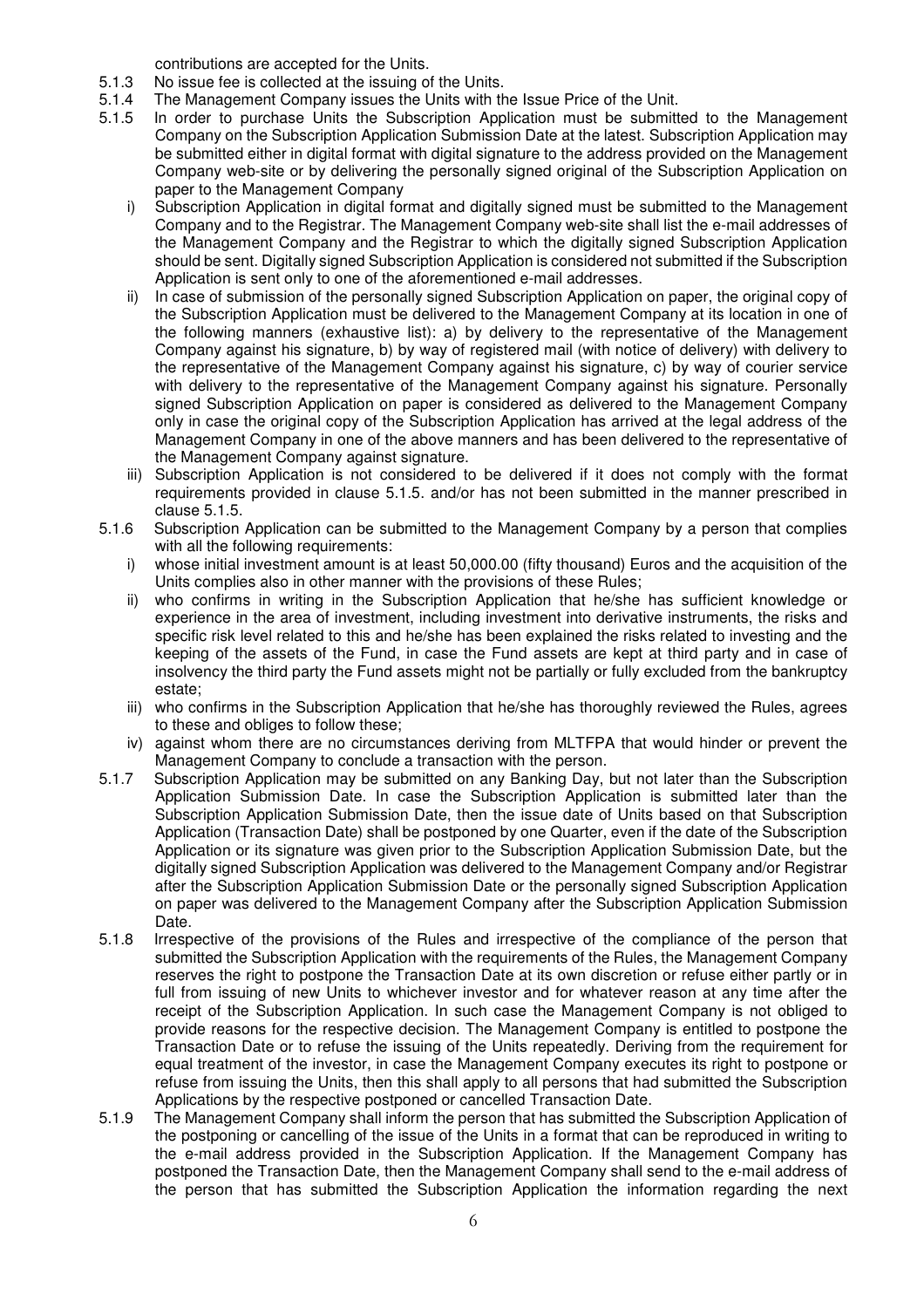contributions are accepted for the Units.

5.1.3 No issue fee is collected at the issuing of the Units.

5.1.4 The Management Company issues the Units with the Issue Price of the Unit.

5.1.5 In order to purchase Units the Subscription Application must be submitted to the Management Company on the Subscription Application Submission Date at the latest. Subscription Application may be submitted either in digital format with digital signature to the address provided on the Management Company web-site or by delivering the personally signed original of the Subscription Application on paper to the Management Company

i) Subscription Application in digital format and digitally signed must be submitted to the Management Company and to the Registrar. The Management Company web-site shall list the e-mail addresses of the Management Company and the Registrar to which the digitally signed Subscription Application should be sent. Digitally signed Subscription Application is considered not submitted if the Subscription Application is sent only to one of the aforementioned e-mail addresses.

ii) In case of submission of the personally signed Subscription Application on paper, the original copy of the Subscription Application must be delivered to the Management Company at its location in one of the following manners (exhaustive list): a) by delivery to the representative of the Management Company against his signature, b) by way of registered mail (with notice of delivery) with delivery to the representative of the Management Company against his signature, c) by way of courier service with delivery to the representative of the Management Company against his signature. Personally signed Subscription Application on paper is considered as delivered to the Management Company only in case the original copy of the Subscription Application has arrived at the legal address of the Management Company in one of the above manners and has been delivered to the representative of the Management Company against signature.

iii) Subscription Application is not considered to be delivered if it does not comply with the format requirements provided in clause 5.1.5. and/or has not been submitted in the manner prescribed in clause 5.1.5.

5.1.6 Subscription Application can be submitted to the Management Company by a person that complies with all the following requirements:

i) whose initial investment amount is at least 50,000.00 (fifty thousand) Euros and the acquisition of the Units complies also in other manner with the provisions of these Rules;

ii) who confirms in writing in the Subscription Application that he/she has sufficient knowledge or experience in the area of investment, including investment into derivative instruments, the risks and specific risk level related to this and he/she has been explained the risks related to investing and the keeping of the assets of the Fund, in case the Fund assets are kept at third party and in case of insolvency the third party the Fund assets might not be partially or fully excluded from the bankruptcy estate;

iii) who confirms in the Subscription Application that he/she has thoroughly reviewed the Rules, agrees to these and obliges to follow these;

iv) against whom there are no circumstances deriving from MLTFPA that would hinder or prevent the Management Company to conclude a transaction with the person.

5.1.7 Subscription Application may be submitted on any Banking Day, but not later than the Subscription Application Submission Date. In case the Subscription Application is submitted later than the Subscription Application Submission Date, then the issue date of Units based on that Subscription Application (Transaction Date) shall be postponed by one Quarter, even if the date of the Subscription Application or its signature was given prior to the Subscription Application Submission Date, but the digitally signed Subscription Application was delivered to the Management Company and/or Registrar after the Subscription Application Submission Date or the personally signed Subscription Application on paper was delivered to the Management Company after the Subscription Application Submission Date.

5.1.8 Irrespective of the provisions of the Rules and irrespective of the compliance of the person that submitted the Subscription Application with the requirements of the Rules, the Management Company reserves the right to postpone the Transaction Date at its own discretion or refuse either partly or in full from issuing of new Units to whichever investor and for whatever reason at any time after the receipt of the Subscription Application. In such case the Management Company is not obliged to provide reasons for the respective decision. The Management Company is entitled to postpone the Transaction Date or to refuse the issuing of the Units repeatedly. Deriving from the requirement for equal treatment of the investor, in case the Management Company executes its right to postpone or refuse from issuing the Units, then this shall apply to all persons that had submitted the Subscription Applications by the respective postponed or cancelled Transaction Date.

5.1.9 The Management Company shall inform the person that has submitted the Subscription Application of the postponing or cancelling of the issue of the Units in a format that can be reproduced in writing to the e-mail address provided in the Subscription Application. If the Management Company has postponed the Transaction Date, then the Management Company shall send to the e-mail address of the person that has submitted the Subscription Application the information regarding the next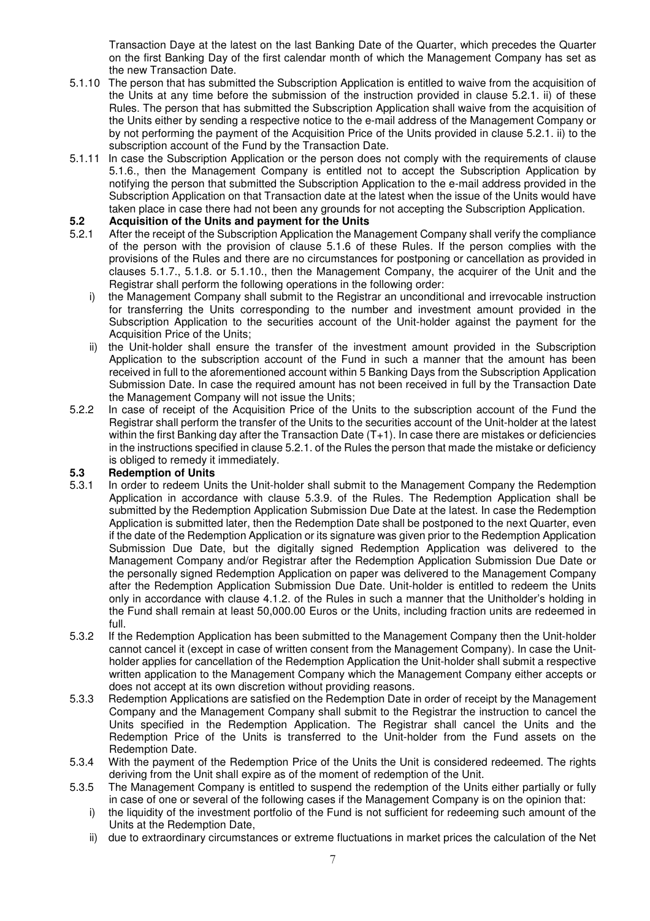Transaction Daye at the latest on the last Banking Date of the Quarter, which precedes the Quarter on the first Banking Day of the first calendar month of which the Management Company has set as the new Transaction Date.

5.1.10 The person that has submitted the Subscription Application is entitled to waive from the acquisition of the Units at any time before the submission of the instruction provided in clause 5.2.1. ii) of these Rules. The person that has submitted the Subscription Application shall waive from the acquisition of the Units either by sending a respective notice to the e-mail address of the Management Company or by not performing the payment of the Acquisition Price of the Units provided in clause 5.2.1. ii) to the subscription account of the Fund by the Transaction Date.

5.1.11 In case the Subscription Application or the person does not comply with the requirements of clause 5.1.6., then the Management Company is entitled not to accept the Subscription Application by notifying the person that submitted the Subscription Application to the e-mail address provided in the Subscription Application on that Transaction date at the latest when the issue of the Units would have taken place in case there had not been any grounds for not accepting the Subscription Application.

**5.2 Acquisition of the Units and payment for the Units**

5.2.1 After the receipt of the Subscription Application the Management Company shall verify the compliance of the person with the provision of clause 5.1.6 of these Rules. If the person complies with the provisions of the Rules and there are no circumstances for postponing or cancellation as provided in clauses 5.1.7., 5.1.8. or 5.1.10., then the Management Company, the acquirer of the Unit and the Registrar shall perform the following operations in the following order:

i) the Management Company shall submit to the Registrar an unconditional and irrevocable instruction for transferring the Units corresponding to the number and investment amount provided in the Subscription Application to the securities account of the Unit-holder against the payment for the Acquisition Price of the Units;

ii) the Unit-holder shall ensure the transfer of the investment amount provided in the Subscription Application to the subscription account of the Fund in such a manner that the amount has been received in full to the aforementioned account within 5 Banking Days from the Subscription Application Submission Date. In case the required amount has not been received in full by the Transaction Date the Management Company will not issue the Units;

5.2.2 In case of receipt of the Acquisition Price of the Units to the subscription account of the Fund the Registrar shall perform the transfer of the Units to the securities account of the Unit-holder at the latest within the first Banking day after the Transaction Date (T+1). In case there are mistakes or deficiencies in the instructions specified in clause 5.2.1. of the Rules the person that made the mistake or deficiency is obliged to remedy it immediately.

**5.3 Redemption of Units**

5.3.1 In order to redeem Units the Unit-holder shall submit to the Management Company the Redemption Application in accordance with clause 5.3.9. of the Rules. The Redemption Application shall be submitted by the Redemption Application Submission Due Date at the latest. In case the Redemption Application is submitted later, then the Redemption Date shall be postponed to the next Quarter, even if the date of the Redemption Application or its signature was given prior to the Redemption Application Submission Due Date, but the digitally signed Redemption Application was delivered to the Management Company and/or Registrar after the Redemption Application Submission Due Date or the personally signed Redemption Application on paper was delivered to the Management Company after the Redemption Application Submission Due Date. Unit-holder is entitled to redeem the Units only in accordance with clause 4.1.2. of the Rules in such a manner that the Unitholder's holding in the Fund shall remain at least 50,000.00 Euros or the Units, including fraction units are redeemed in full.

5.3.2 If the Redemption Application has been submitted to the Management Company then the Unit-holder cannot cancel it (except in case of written consent from the Management Company). In case the Unit-holder applies for cancellation of the Redemption Application the Unit-holder shall submit a respective written application to the Management Company which the Management Company either accepts or does not accept at its own discretion without providing reasons.

5.3.3 Redemption Applications are satisfied on the Redemption Date in order of receipt by the Management Company and the Management Company shall submit to the Registrar the instruction to cancel the Units specified in the Redemption Application. The Registrar shall cancel the Units and the Redemption Price of the Units is transferred to the Unit-holder from the Fund assets on the Redemption Date.

5.3.4 With the payment of the Redemption Price of the Units the Unit is considered redeemed. The rights deriving from the Unit shall expire as of the moment of redemption of the Unit.

5.3.5 The Management Company is entitled to suspend the redemption of the Units either partially or fully in case of one or several of the following cases if the Management Company is on the opinion that:

i) the liquidity of the investment portfolio of the Fund is not sufficient for redeeming such amount of the Units at the Redemption Date,

ii) due to extraordinary circumstances or extreme fluctuations in market prices the calculation of the Net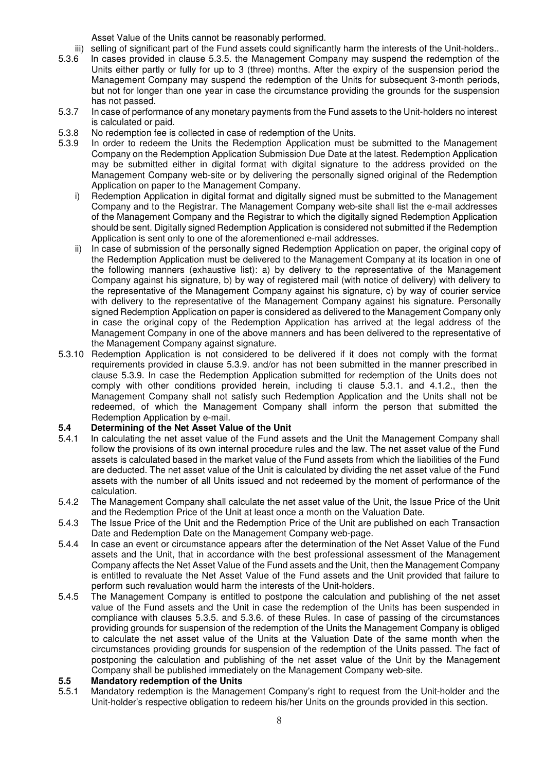Asset Value of the Units cannot be reasonably performed.

iii) selling of significant part of the Fund assets could significantly harm the interests of the Unit-holders..

5.3.6 In cases provided in clause 5.3.5. the Management Company may suspend the redemption of the Units either partly or fully for up to 3 (three) months. After the expiry of the suspension period the Management Company may suspend the redemption of the Units for subsequent 3-month periods, but not for longer than one year in case the circumstance providing the grounds for the suspension has not passed.

5.3.7 In case of performance of any monetary payments from the Fund assets to the Unit-holders no interest is calculated or paid.

5.3.8 No redemption fee is collected in case of redemption of the Units.

5.3.9 In order to redeem the Units the Redemption Application must be submitted to the Management Company on the Redemption Application Submission Due Date at the latest. Redemption Application may be submitted either in digital format with digital signature to the address provided on the Management Company web-site or by delivering the personally signed original of the Redemption Application on paper to the Management Company.

i) Redemption Application in digital format and digitally signed must be submitted to the Management Company and to the Registrar. The Management Company web-site shall list the e-mail addresses of the Management Company and the Registrar to which the digitally signed Redemption Application should be sent. Digitally signed Redemption Application is considered not submitted if the Redemption Application is sent only to one of the aforementioned e-mail addresses.

ii) In case of submission of the personally signed Redemption Application on paper, the original copy of the Redemption Application must be delivered to the Management Company at its location in one of the following manners (exhaustive list): a) by delivery to the representative of the Management Company against his signature, b) by way of registered mail (with notice of delivery) with delivery to the representative of the Management Company against his signature, c) by way of courier service with delivery to the representative of the Management Company against his signature. Personally signed Redemption Application on paper is considered as delivered to the Management Company only in case the original copy of the Redemption Application has arrived at the legal address of the Management Company in one of the above manners and has been delivered to the representative of the Management Company against signature.

5.3.10 Redemption Application is not considered to be delivered if it does not comply with the format requirements provided in clause 5.3.9. and/or has not been submitted in the manner prescribed in clause 5.3.9. In case the Redemption Application submitted for redemption of the Units does not comply with other conditions provided herein, including ti clause 5.3.1. and 4.1.2., then the Management Company shall not satisfy such Redemption Application and the Units shall not be redeemed, of which the Management Company shall inform the person that submitted the Redemption Application by e-mail.

## 5.4 Determining of the Net Asset Value of the Unit

5.4.1 In calculating the net asset value of the Fund assets and the Unit the Management Company shall follow the provisions of its own internal procedure rules and the law. The net asset value of the Fund assets is calculated based in the market value of the Fund assets from which the liabilities of the Fund are deducted. The net asset value of the Unit is calculated by dividing the net asset value of the Fund assets with the number of all Units issued and not redeemed by the moment of performance of the calculation.

5.4.2 The Management Company shall calculate the net asset value of the Unit, the Issue Price of the Unit and the Redemption Price of the Unit at least once a month on the Valuation Date.

5.4.3 The Issue Price of the Unit and the Redemption Price of the Unit are published on each Transaction Date and Redemption Date on the Management Company web-page.

5.4.4 In case an event or circumstance appears after the determination of the Net Asset Value of the Fund assets and the Unit, that in accordance with the best professional assessment of the Management Company affects the Net Asset Value of the Fund assets and the Unit, then the Management Company is entitled to revaluate the Net Asset Value of the Fund assets and the Unit provided that failure to perform such revaluation would harm the interests of the Unit-holders.

5.4.5 The Management Company is entitled to postpone the calculation and publishing of the net asset value of the Fund assets and the Unit in case the redemption of the Units has been suspended in compliance with clauses 5.3.5. and 5.3.6. of these Rules. In case of passing of the circumstances providing grounds for suspension of the redemption of the Units the Management Company is obliged to calculate the net asset value of the Units at the Valuation Date of the same month when the circumstances providing grounds for suspension of the redemption of the Units passed. The fact of postponing the calculation and publishing of the net asset value of the Unit by the Management Company shall be published immediately on the Management Company web-site.

## 5.5 Mandatory redemption of the Units

5.5.1 Mandatory redemption is the Management Company's right to request from the Unit-holder and the Unit-holder's respective obligation to redeem his/her Units on the grounds provided in this section.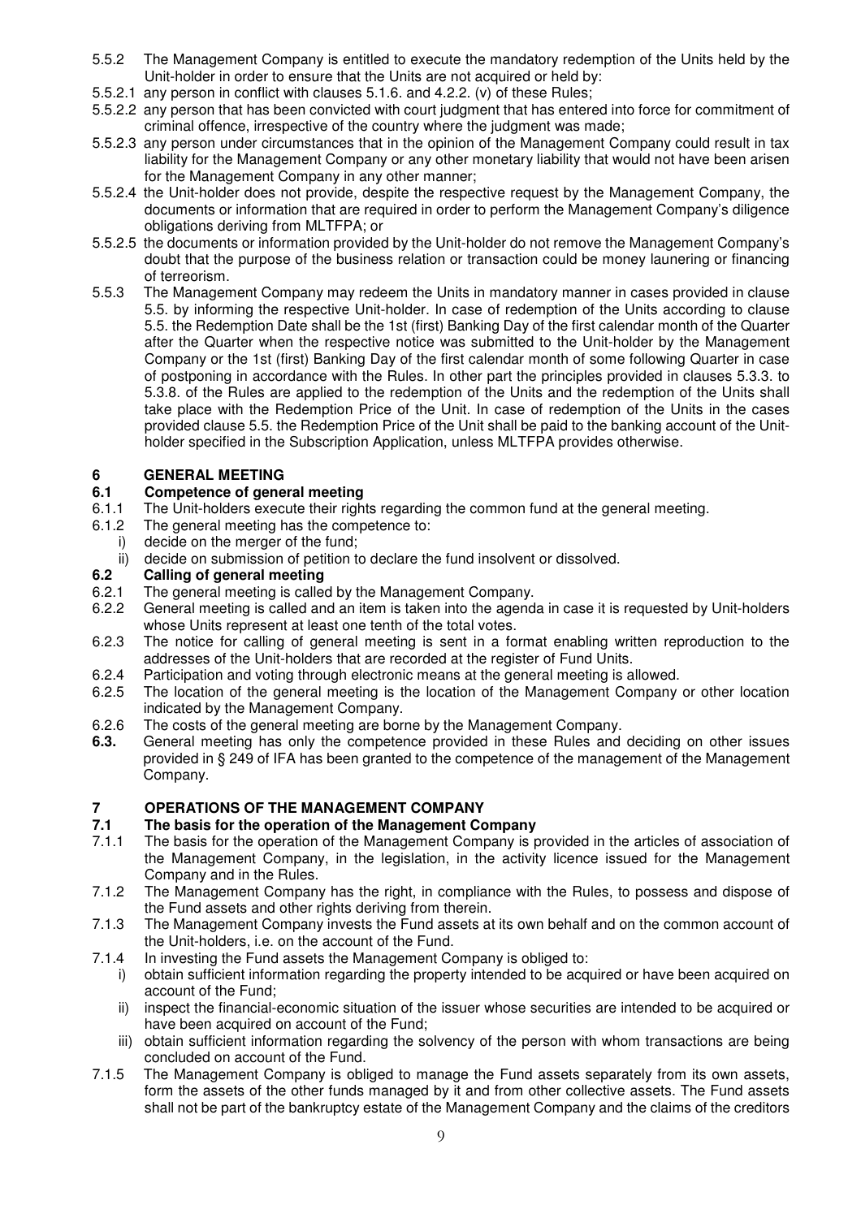5.5.2 The Management Company is entitled to execute the mandatory redemption of the Units held by the Unit-holder in order to ensure that the Units are not acquired or held by:

5.5.2.1 any person in conflict with clauses 5.1.6. and 4.2.2. (v) of these Rules;

5.5.2.2 any person that has been convicted with court judgment that has entered into force for commitment of criminal offence, irrespective of the country where the judgment was made;

5.5.2.3 any person under circumstances that in the opinion of the Management Company could result in tax liability for the Management Company or any other monetary liability that would not have been arisen for the Management Company in any other manner;

5.5.2.4 the Unit-holder does not provide, despite the respective request by the Management Company, the documents or information that are required in order to perform the Management Company's diligence obligations deriving from MLTFPA; or

5.5.2.5 the documents or information provided by the Unit-holder do not remove the Management Company's doubt that the purpose of the business relation or transaction could be money laundering or financing of terreorism.

5.5.3 The Management Company may redeem the Units in mandatory manner in cases provided in clause 5.5. by informing the respective Unit-holder. In case of redemption of the Units according to clause 5.5. the Redemption Date shall be the 1st (first) Banking Day of the first calendar month of the Quarter after the Quarter when the respective notice was submitted to the Unit-holder by the Management Company or the 1st (first) Banking Day of the first calendar month of some following Quarter in case of postponing in accordance with the Rules. In other part the principles provided in clauses 5.3.3. to 5.3.8. of the Rules are applied to the redemption of the Units and the redemption of the Units shall take place with the Redemption Price of the Unit. In case of redemption of the Units in the cases provided clause 5.5. the Redemption Price of the Unit shall be paid to the banking account of the Unit-holder specified in the Subscription Application, unless MLTFPA provides otherwise.

# 6 GENERAL MEETING

## 6.1 Competence of general meeting

6.1.1 The Unit-holders execute their rights regarding the common fund at the general meeting.

6.1.2 The general meeting has the competence to:

i) decide on the merger of the fund;

ii) decide on submission of petition to declare the fund insolvent or dissolved.

## 6.2 Calling of general meeting

6.2.1 The general meeting is called by the Management Company.

6.2.2 General meeting is called and an item is taken into the agenda in case it is requested by Unit-holders whose Units represent at least one tenth of the total votes.

6.2.3 The notice for calling of general meeting is sent in a format enabling written reproduction to the addresses of the Unit-holders that are recorded at the register of Fund Units.

6.2.4 Participation and voting through electronic means at the general meeting is allowed.

6.2.5 The location of the general meeting is the location of the Management Company or other location indicated by the Management Company.

6.2.6 The costs of the general meeting are borne by the Management Company.

**6.3.** General meeting has only the competence provided in these Rules and deciding on other issues provided in § 249 of IFA has been granted to the competence of the management of the Management Company.

# 7 OPERATIONS OF THE MANAGEMENT COMPANY

## 7.1 The basis for the operation of the Management Company

7.1.1 The basis for the operation of the Management Company is provided in the articles of association of the Management Company, in the legislation, in the activity licence issued for the Management Company and in the Rules.

7.1.2 The Management Company has the right, in compliance with the Rules, to possess and dispose of the Fund assets and other rights deriving from therein.

7.1.3 The Management Company invests the Fund assets at its own behalf and on the common account of the Unit-holders, i.e. on the account of the Fund.

7.1.4 In investing the Fund assets the Management Company is obliged to:

i) obtain sufficient information regarding the property intended to be acquired or have been acquired on account of the Fund;

ii) inspect the financial-economic situation of the issuer whose securities are intended to be acquired or have been acquired on account of the Fund;

iii) obtain sufficient information regarding the solvency of the person with whom transactions are being concluded on account of the Fund.

7.1.5 The Management Company is obliged to manage the Fund assets separately from its own assets, form the assets of the other funds managed by it and from other collective assets. The Fund assets shall not be part of the bankruptcy estate of the Management Company and the claims of the creditors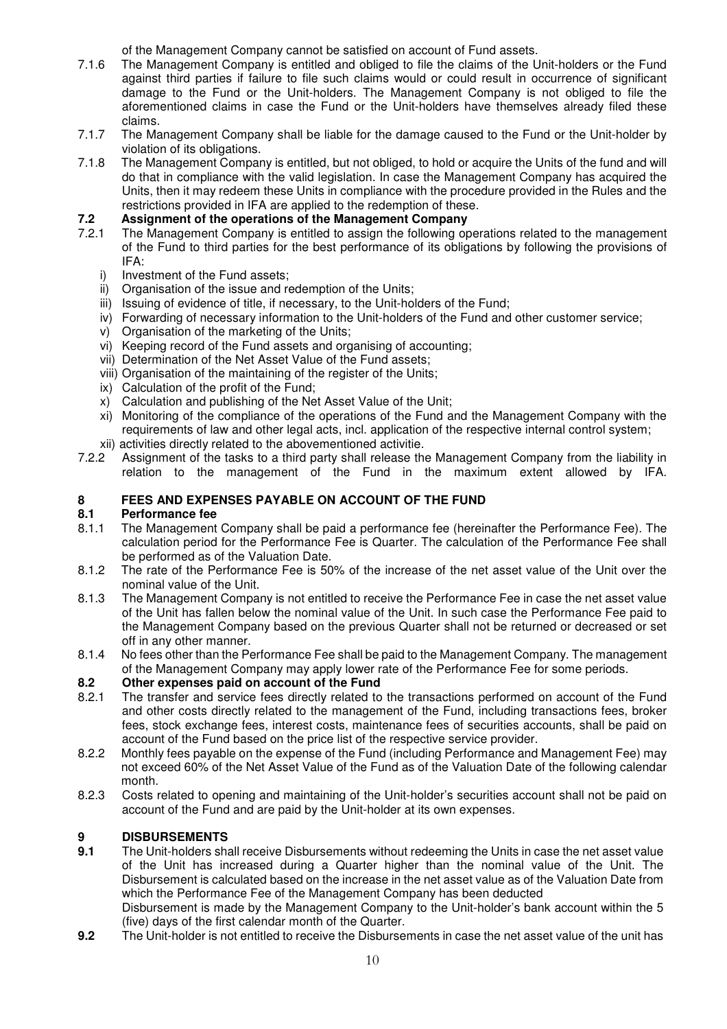of the Management Company cannot be satisfied on account of Fund assets.

7.1.6 The Management Company is entitled and obliged to file the claims of the Unit-holders or the Fund against third parties if failure to file such claims would or could result in occurrence of significant damage to the Fund or the Unit-holders. The Management Company is not obliged to file the aforementioned claims in case the Fund or the Unit-holders have themselves already filed these claims.

7.1.7 The Management Company shall be liable for the damage caused to the Fund or the Unit-holder by violation of its obligations.

7.1.8 The Management Company is entitled, but not obliged, to hold or acquire the Units of the fund and will do that in compliance with the valid legislation. In case the Management Company has acquired the Units, then it may redeem these Units in compliance with the procedure provided in the Rules and the restrictions provided in IFA are applied to the redemption of these.

### 7.2 Assignment of the operations of the Management Company

7.2.1 The Management Company is entitled to assign the following operations related to the management of the Fund to third parties for the best performance of its obligations by following the provisions of IFA:

i) Investment of the Fund assets;
ii) Organisation of the issue and redemption of the Units;
iii) Issuing of evidence of title, if necessary, to the Unit-holders of the Fund;
iv) Forwarding of necessary information to the Unit-holders of the Fund and other customer service;
v) Organisation of the marketing of the Units;
vi) Keeping record of the Fund assets and organising of accounting;
vii) Determination of the Net Asset Value of the Fund assets;
viii) Organisation of the maintaining of the register of the Units;
ix) Calculation of the profit of the Fund;
x) Calculation and publishing of the Net Asset Value of the Unit;
xi) Monitoring of the compliance of the operations of the Fund and the Management Company with the requirements of law and other legal acts, incl. application of the respective internal control system;
xii) activities directly related to the abovementioned activitie.

7.2.2 Assignment of the tasks to a third party shall release the Management Company from the liability in relation to the management of the Fund in the maximum extent allowed by IFA.

## 8 FEES AND EXPENSES PAYABLE ON ACCOUNT OF THE FUND

### 8.1 Performance fee

8.1.1 The Management Company shall be paid a performance fee (hereinafter the Performance Fee). The calculation period for the Performance Fee is Quarter. The calculation of the Performance Fee shall be performed as of the Valuation Date.

8.1.2 The rate of the Performance Fee is 50% of the increase of the net asset value of the Unit over the nominal value of the Unit.

8.1.3 The Management Company is not entitled to receive the Performance Fee in case the net asset value of the Unit has fallen below the nominal value of the Unit. In such case the Performance Fee paid to the Management Company based on the previous Quarter shall not be returned or decreased or set off in any other manner.

8.1.4 No fees other than the Performance Fee shall be paid to the Management Company. The management of the Management Company may apply lower rate of the Performance Fee for some periods.

### 8.2 Other expenses paid on account of the Fund

8.2.1 The transfer and service fees directly related to the transactions performed on account of the Fund and other costs directly related to the management of the Fund, including transactions fees, broker fees, stock exchange fees, interest costs, maintenance fees of securities accounts, shall be paid on account of the Fund based on the price list of the respective service provider.

8.2.2 Monthly fees payable on the expense of the Fund (including Performance and Management Fee) may not exceed 60% of the Net Asset Value of the Fund as of the Valuation Date of the following calendar month.

8.2.3 Costs related to opening and maintaining of the Unit-holder's securities account shall not be paid on account of the Fund and are paid by the Unit-holder at its own expenses.

## 9 DISBURSEMENTS

**9.1** The Unit-holders shall receive Disbursements without redeeming the Units in case the net asset value of the Unit has increased during a Quarter higher than the nominal value of the Unit. The Disbursement is calculated based on the increase in the net asset value as of the Valuation Date from which the Performance Fee of the Management Company has been deducted

Disbursement is made by the Management Company to the Unit-holder's bank account within the 5 (five) days of the first calendar month of the Quarter.

**9.2** The Unit-holder is not entitled to receive the Disbursements in case the net asset value of the unit has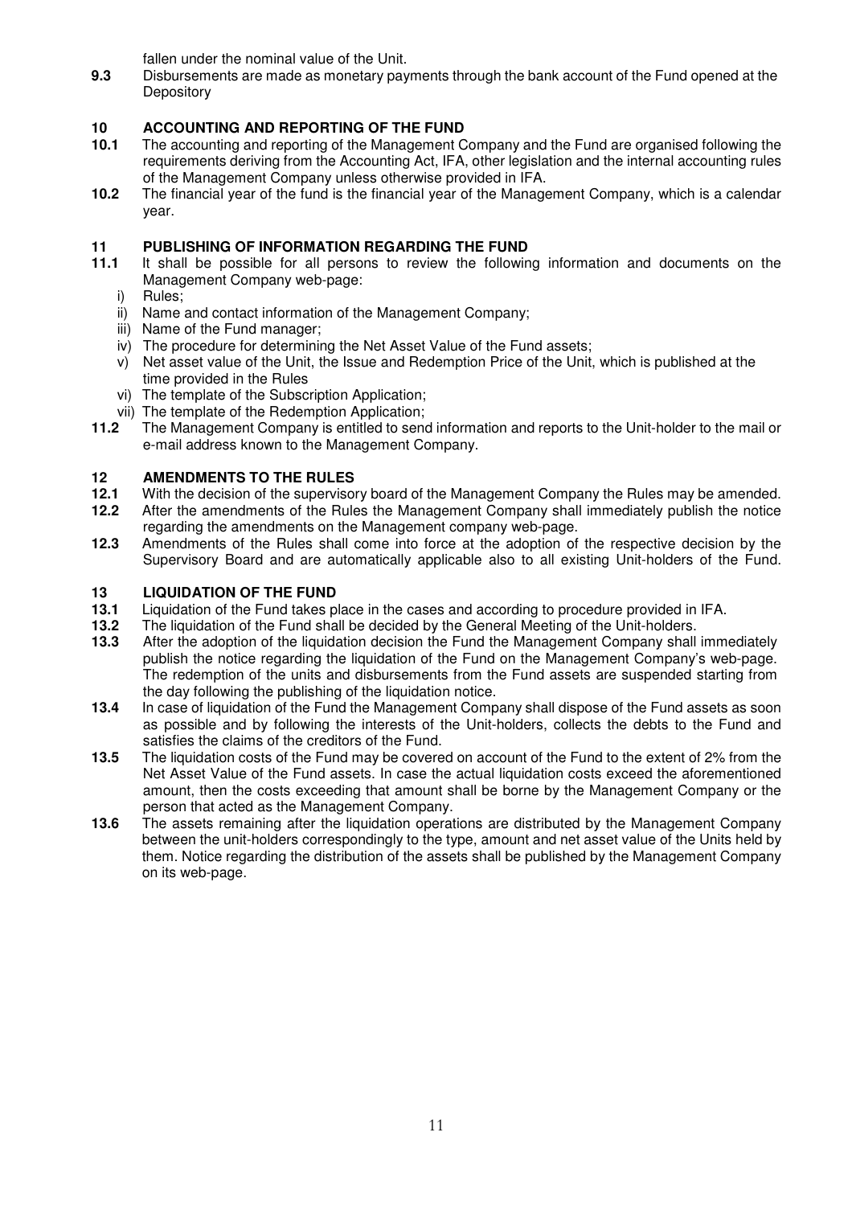fallen under the nominal value of the Unit.

**9.3** Disbursements are made as monetary payments through the bank account of the Fund opened at the Depository

## 10 ACCOUNTING AND REPORTING OF THE FUND

**10.1** The accounting and reporting of the Management Company and the Fund are organised following the requirements deriving from the Accounting Act, IFA, other legislation and the internal accounting rules of the Management Company unless otherwise provided in IFA.

**10.2** The financial year of the fund is the financial year of the Management Company, which is a calendar year.

## 11 PUBLISHING OF INFORMATION REGARDING THE FUND

**11.1** It shall be possible for all persons to review the following information and documents on the Management Company web-page:

i) Rules;
ii) Name and contact information of the Management Company;
iii) Name of the Fund manager;
iv) The procedure for determining the Net Asset Value of the Fund assets;
v) Net asset value of the Unit, the Issue and Redemption Price of the Unit, which is published at the time provided in the Rules
vi) The template of the Subscription Application;
vii) The template of the Redemption Application;

**11.2** The Management Company is entitled to send information and reports to the Unit-holder to the mail or e-mail address known to the Management Company.

## 12 AMENDMENTS TO THE RULES

**12.1** With the decision of the supervisory board of the Management Company the Rules may be amended.

**12.2** After the amendments of the Rules the Management Company shall immediately publish the notice regarding the amendments on the Management company web-page.

**12.3** Amendments of the Rules shall come into force at the adoption of the respective decision by the Supervisory Board and are automatically applicable also to all existing Unit-holders of the Fund.

## 13 LIQUIDATION OF THE FUND

**13.1** Liquidation of the Fund takes place in the cases and according to procedure provided in IFA.

**13.2** The liquidation of the Fund shall be decided by the General Meeting of the Unit-holders.

**13.3** After the adoption of the liquidation decision the Fund the Management Company shall immediately publish the notice regarding the liquidation of the Fund on the Management Company's web-page. The redemption of the units and disbursements from the Fund assets are suspended starting from the day following the publishing of the liquidation notice.

**13.4** In case of liquidation of the Fund the Management Company shall dispose of the Fund assets as soon as possible and by following the interests of the Unit-holders, collects the debts to the Fund and satisfies the claims of the creditors of the Fund.

**13.5** The liquidation costs of the Fund may be covered on account of the Fund to the extent of 2% from the Net Asset Value of the Fund assets. In case the actual liquidation costs exceed the aforementioned amount, then the costs exceeding that amount shall be borne by the Management Company or the person that acted as the Management Company.

**13.6** The assets remaining after the liquidation operations are distributed by the Management Company between the unit-holders correspondingly to the type, amount and net asset value of the Units held by them. Notice regarding the distribution of the assets shall be published by the Management Company on its web-page.